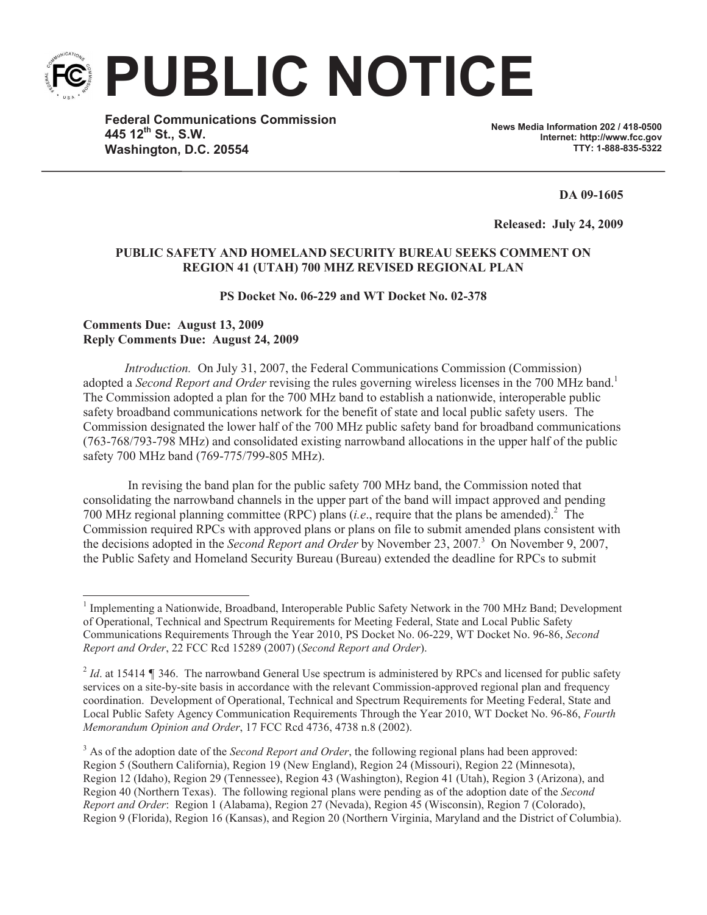# PUBLIC NOTICE

**Federal Communications Commission**
**445 12th St., S.W.**
**Washington, D.C. 20554**

**News Media Information 202 / 418-0500**
**Internet: http://www.fcc.gov**
**TTY: 1-888-835-5322**

**DA 09-1605**

**Released: July 24, 2009**

**PUBLIC SAFETY AND HOMELAND SECURITY BUREAU SEEKS COMMENT ON REGION 41 (UTAH) 700 MHZ REVISED REGIONAL PLAN**

**PS Docket No. 06-229 and WT Docket No. 02-378**

**Comments Due: August 13, 2009**
**Reply Comments Due: August 24, 2009**

*Introduction.* On July 31, 2007, the Federal Communications Commission (Commission) adopted a *Second Report and Order* revising the rules governing wireless licenses in the 700 MHz band.[1] The Commission adopted a plan for the 700 MHz band to establish a nationwide, interoperable public safety broadband communications network for the benefit of state and local public safety users. The Commission designated the lower half of the 700 MHz public safety band for broadband communications (763-768/793-798 MHz) and consolidated existing narrowband allocations in the upper half of the public safety 700 MHz band (769-775/799-805 MHz).

In revising the band plan for the public safety 700 MHz band, the Commission noted that consolidating the narrowband channels in the upper part of the band will impact approved and pending 700 MHz regional planning committee (RPC) plans (*i.e*., require that the plans be amended).[2] The Commission required RPCs with approved plans or plans on file to submit amended plans consistent with the decisions adopted in the *Second Report and Order* by November 23, 2007.[3] On November 9, 2007, the Public Safety and Homeland Security Bureau (Bureau) extended the deadline for RPCs to submit

---

[1] Implementing a Nationwide, Broadband, Interoperable Public Safety Network in the 700 MHz Band; Development of Operational, Technical and Spectrum Requirements for Meeting Federal, State and Local Public Safety Communications Requirements Through the Year 2010, PS Docket No. 06-229, WT Docket No. 96-86, *Second Report and Order*, 22 FCC Rcd 15289 (2007) (*Second Report and Order*).

[2] *Id*. at 15414 ¶ 346. The narrowband General Use spectrum is administered by RPCs and licensed for public safety services on a site-by-site basis in accordance with the relevant Commission-approved regional plan and frequency coordination. Development of Operational, Technical and Spectrum Requirements for Meeting Federal, State and Local Public Safety Agency Communication Requirements Through the Year 2010, WT Docket No. 96-86, *Fourth Memorandum Opinion and Order*, 17 FCC Rcd 4736, 4738 n.8 (2002).

[3] As of the adoption date of the *Second Report and Order*, the following regional plans had been approved: Region 5 (Southern California), Region 19 (New England), Region 24 (Missouri), Region 22 (Minnesota), Region 12 (Idaho), Region 29 (Tennessee), Region 43 (Washington), Region 41 (Utah), Region 3 (Arizona), and Region 40 (Northern Texas). The following regional plans were pending as of the adoption date of the *Second Report and Order*: Region 1 (Alabama), Region 27 (Nevada), Region 45 (Wisconsin), Region 7 (Colorado), Region 9 (Florida), Region 16 (Kansas), and Region 20 (Northern Virginia, Maryland and the District of Columbia).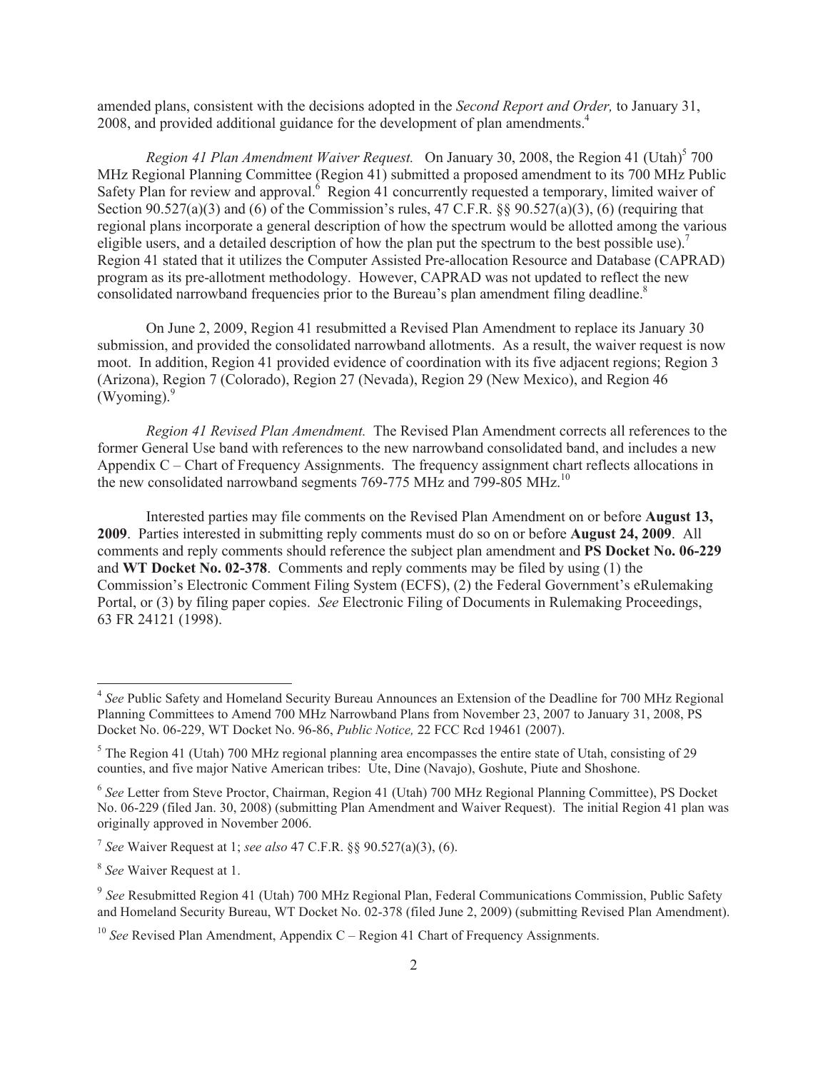amended plans, consistent with the decisions adopted in the *Second Report and Order,* to January 31, 2008, and provided additional guidance for the development of plan amendments.[4]

*Region 41 Plan Amendment Waiver Request.* On January 30, 2008, the Region 41 (Utah)[5] 700 MHz Regional Planning Committee (Region 41) submitted a proposed amendment to its 700 MHz Public Safety Plan for review and approval.[6] Region 41 concurrently requested a temporary, limited waiver of Section 90.527(a)(3) and (6) of the Commission's rules, 47 C.F.R. §§ 90.527(a)(3), (6) (requiring that regional plans incorporate a general description of how the spectrum would be allotted among the various eligible users, and a detailed description of how the plan put the spectrum to the best possible use).[7] Region 41 stated that it utilizes the Computer Assisted Pre-allocation Resource and Database (CAPRAD) program as its pre-allotment methodology. However, CAPRAD was not updated to reflect the new consolidated narrowband frequencies prior to the Bureau's plan amendment filing deadline.[8]

On June 2, 2009, Region 41 resubmitted a Revised Plan Amendment to replace its January 30 submission, and provided the consolidated narrowband allotments. As a result, the waiver request is now moot. In addition, Region 41 provided evidence of coordination with its five adjacent regions; Region 3 (Arizona), Region 7 (Colorado), Region 27 (Nevada), Region 29 (New Mexico), and Region 46 (Wyoming).[9]

*Region 41 Revised Plan Amendment.* The Revised Plan Amendment corrects all references to the former General Use band with references to the new narrowband consolidated band, and includes a new Appendix C – Chart of Frequency Assignments. The frequency assignment chart reflects allocations in the new consolidated narrowband segments 769-775 MHz and 799-805 MHz.[10]

Interested parties may file comments on the Revised Plan Amendment on or before **August 13, 2009**. Parties interested in submitting reply comments must do so on or before **August 24, 2009**. All comments and reply comments should reference the subject plan amendment and **PS Docket No. 06-229** and **WT Docket No. 02-378**. Comments and reply comments may be filed by using (1) the Commission's Electronic Comment Filing System (ECFS), (2) the Federal Government's eRulemaking Portal, or (3) by filing paper copies. *See* Electronic Filing of Documents in Rulemaking Proceedings, 63 FR 24121 (1998).

---

[4] *See* Public Safety and Homeland Security Bureau Announces an Extension of the Deadline for 700 MHz Regional Planning Committees to Amend 700 MHz Narrowband Plans from November 23, 2007 to January 31, 2008, PS Docket No. 06-229, WT Docket No. 96-86, *Public Notice,* 22 FCC Rcd 19461 (2007).

[5] The Region 41 (Utah) 700 MHz regional planning area encompasses the entire state of Utah, consisting of 29 counties, and five major Native American tribes: Ute, Dine (Navajo), Goshute, Piute and Shoshone.

[6] *See* Letter from Steve Proctor, Chairman, Region 41 (Utah) 700 MHz Regional Planning Committee), PS Docket No. 06-229 (filed Jan. 30, 2008) (submitting Plan Amendment and Waiver Request). The initial Region 41 plan was originally approved in November 2006.

[7] *See* Waiver Request at 1; *see also* 47 C.F.R. §§ 90.527(a)(3), (6).

[8] *See* Waiver Request at 1.

[9] *See* Resubmitted Region 41 (Utah) 700 MHz Regional Plan, Federal Communications Commission, Public Safety and Homeland Security Bureau, WT Docket No. 02-378 (filed June 2, 2009) (submitting Revised Plan Amendment).

[10] *See* Revised Plan Amendment, Appendix C – Region 41 Chart of Frequency Assignments.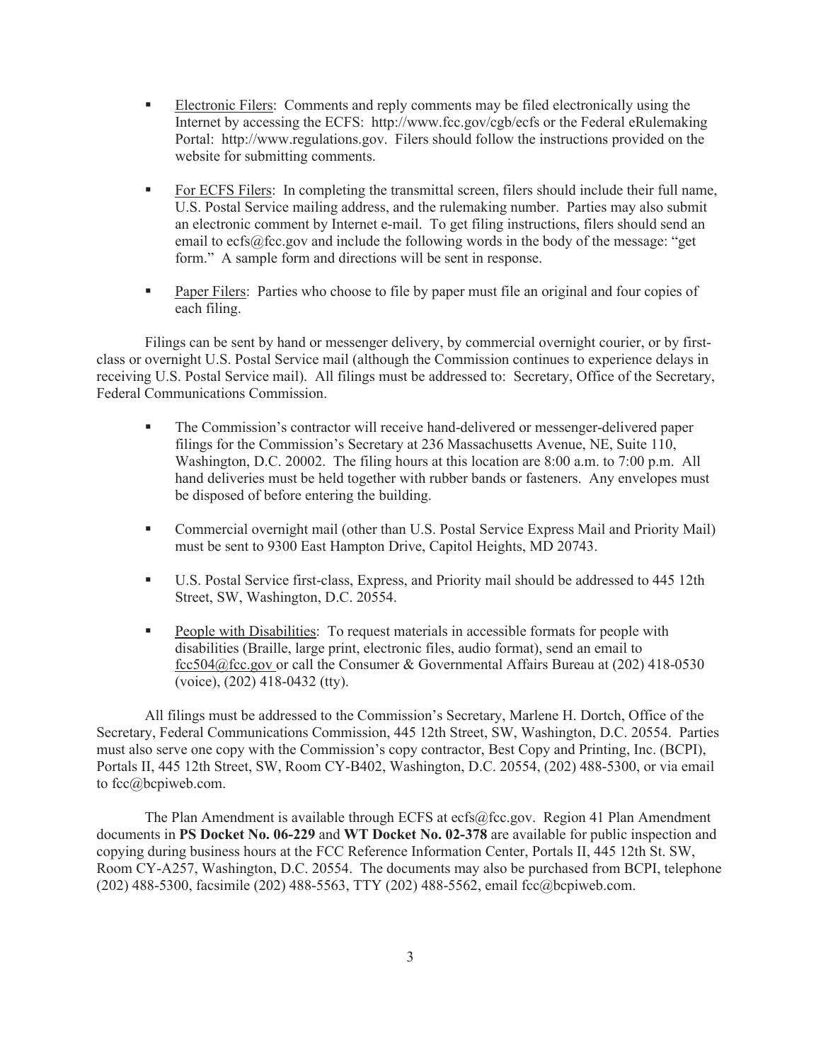- Electronic Filers: Comments and reply comments may be filed electronically using the Internet by accessing the ECFS: http://www.fcc.gov/cgb/ecfs or the Federal eRulemaking Portal: http://www.regulations.gov. Filers should follow the instructions provided on the website for submitting comments.

- For ECFS Filers: In completing the transmittal screen, filers should include their full name, U.S. Postal Service mailing address, and the rulemaking number. Parties may also submit an electronic comment by Internet e-mail. To get filing instructions, filers should send an email to ecfs@fcc.gov and include the following words in the body of the message: "get form." A sample form and directions will be sent in response.

- Paper Filers: Parties who choose to file by paper must file an original and four copies of each filing.

Filings can be sent by hand or messenger delivery, by commercial overnight courier, or by first-class or overnight U.S. Postal Service mail (although the Commission continues to experience delays in receiving U.S. Postal Service mail). All filings must be addressed to: Secretary, Office of the Secretary, Federal Communications Commission.

- The Commission's contractor will receive hand-delivered or messenger-delivered paper filings for the Commission's Secretary at 236 Massachusetts Avenue, NE, Suite 110, Washington, D.C. 20002. The filing hours at this location are 8:00 a.m. to 7:00 p.m. All hand deliveries must be held together with rubber bands or fasteners. Any envelopes must be disposed of before entering the building.

- Commercial overnight mail (other than U.S. Postal Service Express Mail and Priority Mail) must be sent to 9300 East Hampton Drive, Capitol Heights, MD 20743.

- U.S. Postal Service first-class, Express, and Priority mail should be addressed to 445 12th Street, SW, Washington, D.C. 20554.

- People with Disabilities: To request materials in accessible formats for people with disabilities (Braille, large print, electronic files, audio format), send an email to fcc504@fcc.gov or call the Consumer & Governmental Affairs Bureau at (202) 418-0530 (voice), (202) 418-0432 (tty).

All filings must be addressed to the Commission's Secretary, Marlene H. Dortch, Office of the Secretary, Federal Communications Commission, 445 12th Street, SW, Washington, D.C. 20554. Parties must also serve one copy with the Commission's copy contractor, Best Copy and Printing, Inc. (BCPI), Portals II, 445 12th Street, SW, Room CY-B402, Washington, D.C. 20554, (202) 488-5300, or via email to fcc@bcpiweb.com.

The Plan Amendment is available through ECFS at ecfs@fcc.gov. Region 41 Plan Amendment documents in **PS Docket No. 06-229** and **WT Docket No. 02-378** are available for public inspection and copying during business hours at the FCC Reference Information Center, Portals II, 445 12th St. SW, Room CY-A257, Washington, D.C. 20554. The documents may also be purchased from BCPI, telephone (202) 488-5300, facsimile (202) 488-5563, TTY (202) 488-5562, email fcc@bcpiweb.com.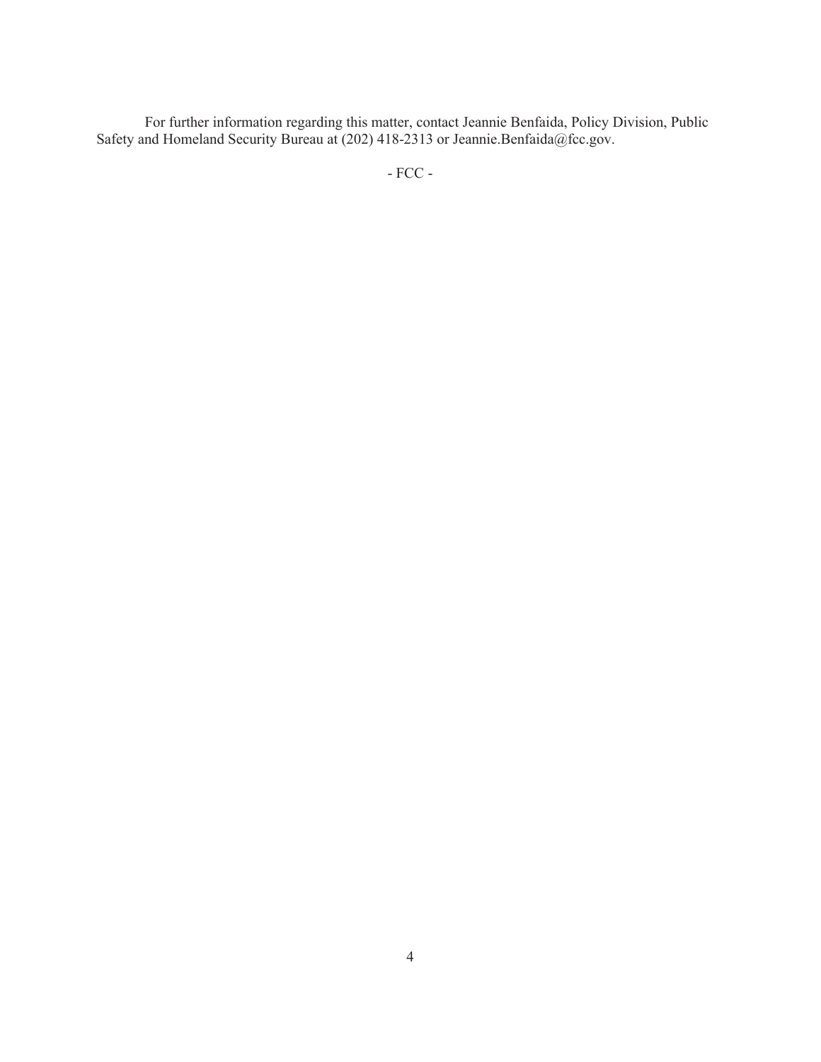For further information regarding this matter, contact Jeannie Benfaida, Policy Division, Public Safety and Homeland Security Bureau at (202) 418-2313 or Jeannie.Benfaida@fcc.gov.

- FCC -